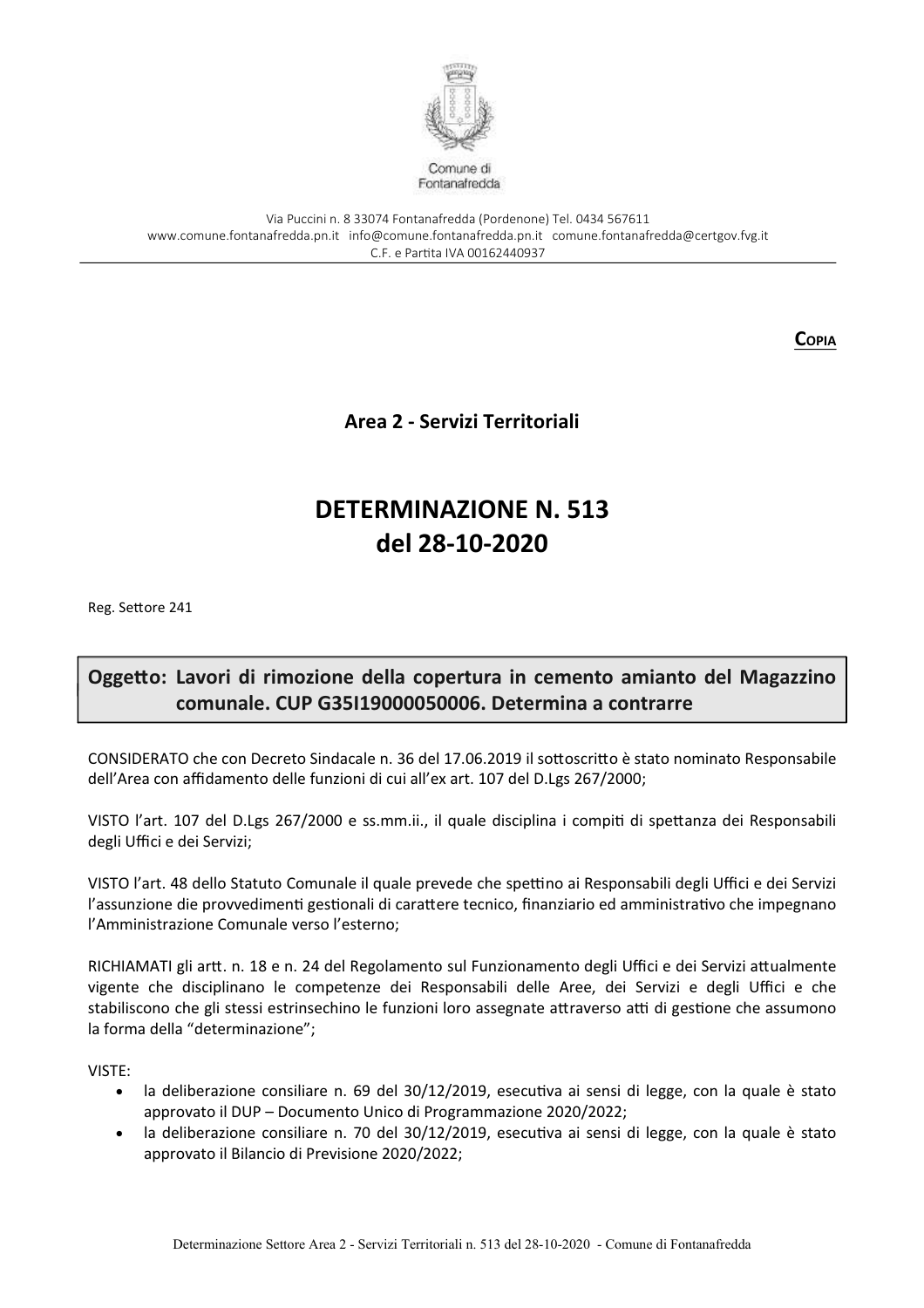Comune di Fontanafredda

Via Puccini n. 8 33074 Fontanafredda (Pordenone) Tel. 0434 567611
www.comune.fontanafredda.pn.it info@comune.fontanafredda.pn.it comune.fontanafredda@certgov.fvg.it
C.F. e Partita IVA 00162440937

**COPIA**

## Area 2 - Servizi Territoriali

# DETERMINAZIONE N. 513 del 28-10-2020

Reg. Settore 241

**Oggetto: Lavori di rimozione della copertura in cemento amianto del Magazzino comunale. CUP G35I19000050006. Determina a contrarre**

CONSIDERATO che con Decreto Sindacale n. 36 del 17.06.2019 il sottoscritto è stato nominato Responsabile dell'Area con affidamento delle funzioni di cui all'ex art. 107 del D.Lgs 267/2000;

VISTO l'art. 107 del D.Lgs 267/2000 e ss.mm.ii., il quale disciplina i compiti di spettanza dei Responsabili degli Uffici e dei Servizi;

VISTO l'art. 48 dello Statuto Comunale il quale prevede che spettino ai Responsabili degli Uffici e dei Servizi l'assunzione die provvedimenti gestionali di carattere tecnico, finanziario ed amministrativo che impegnano l'Amministrazione Comunale verso l'esterno;

RICHIAMATI gli artt. n. 18 e n. 24 del Regolamento sul Funzionamento degli Uffici e dei Servizi attualmente vigente che disciplinano le competenze dei Responsabili delle Aree, dei Servizi e degli Uffici e che stabiliscono che gli stessi estrinsechino le funzioni loro assegnate attraverso atti di gestione che assumono la forma della "determinazione";

VISTE:

- la deliberazione consiliare n. 69 del 30/12/2019, esecutiva ai sensi di legge, con la quale è stato approvato il DUP – Documento Unico di Programmazione 2020/2022;
- la deliberazione consiliare n. 70 del 30/12/2019, esecutiva ai sensi di legge, con la quale è stato approvato il Bilancio di Previsione 2020/2022;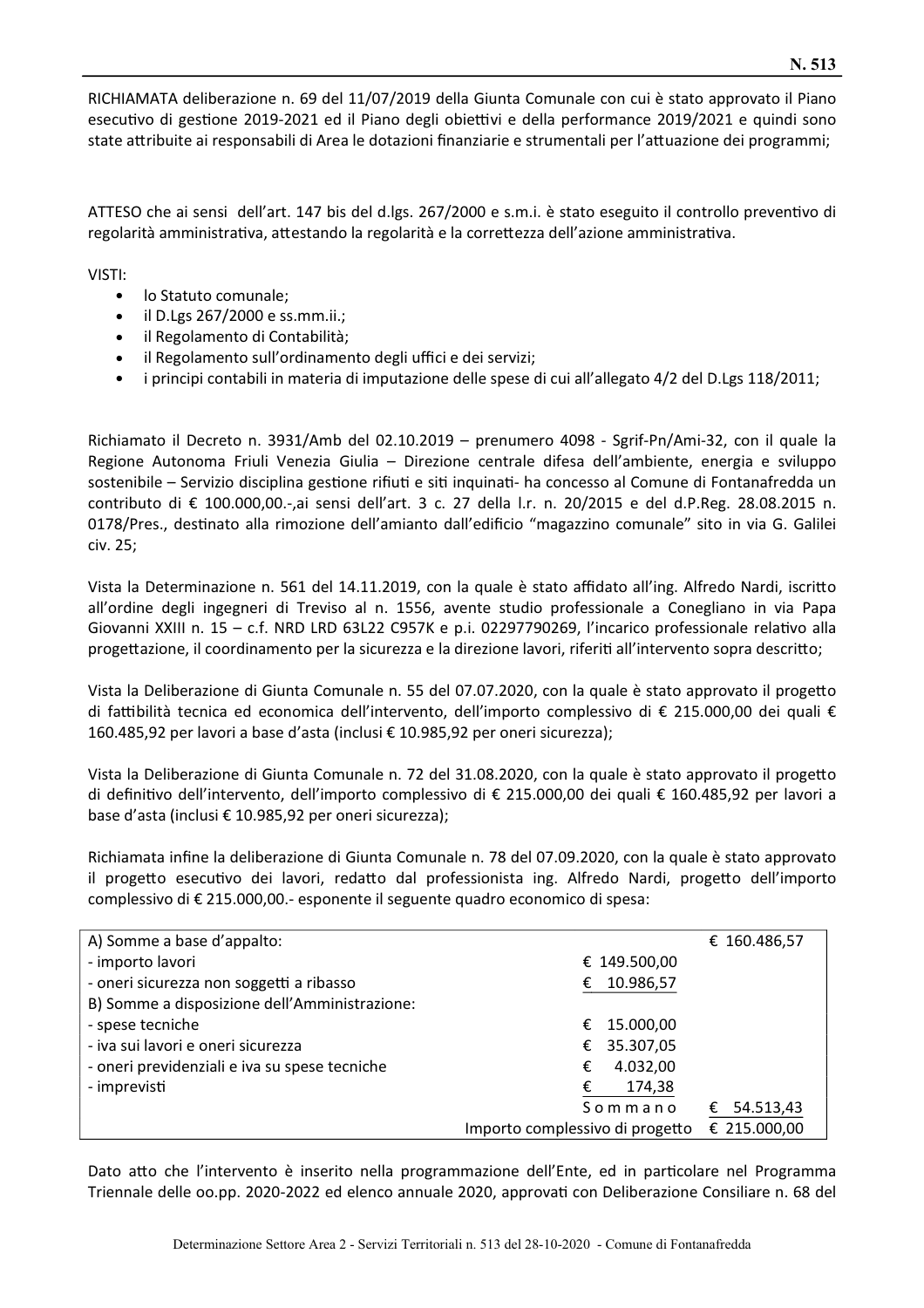RICHIAMATA deliberazione n. 69 del 11/07/2019 della Giunta Comunale con cui è stato approvato il Piano esecutivo di gestione 2019-2021 ed il Piano degli obiettivi e della performance 2019/2021 e quindi sono state attribuite ai responsabili di Area le dotazioni finanziarie e strumentali per l'attuazione dei programmi;

ATTESO che ai sensi dell'art. 147 bis del d.lgs. 267/2000 e s.m.i. è stato eseguito il controllo preventivo di regolarità amministrativa, attestando la regolarità e la correttezza dell'azione amministrativa.

VISTI:

- lo Statuto comunale;
- il D.Lgs 267/2000 e ss.mm.ii.;
- il Regolamento di Contabilità;
- il Regolamento sull'ordinamento degli uffici e dei servizi;
- i principi contabili in materia di imputazione delle spese di cui all'allegato 4/2 del D.Lgs 118/2011;

Richiamato il Decreto n. 3931/Amb del 02.10.2019 – prenumero 4098 - Sgrif-Pn/Ami-32, con il quale la Regione Autonoma Friuli Venezia Giulia – Direzione centrale difesa dell'ambiente, energia e sviluppo sostenibile – Servizio disciplina gestione rifiuti e siti inquinati- ha concesso al Comune di Fontanafredda un contributo di € 100.000,00.-,ai sensi dell'art. 3 c. 27 della l.r. n. 20/2015 e del d.P.Reg. 28.08.2015 n. 0178/Pres., destinato alla rimozione dell'amianto dall'edificio "magazzino comunale" sito in via G. Galilei civ. 25;

Vista la Determinazione n. 561 del 14.11.2019, con la quale è stato affidato all'ing. Alfredo Nardi, iscritto all'ordine degli ingegneri di Treviso al n. 1556, avente studio professionale a Conegliano in via Papa Giovanni XXIII n. 15 – c.f. NRD LRD 63L22 C957K e p.i. 02297790269, l'incarico professionale relativo alla progettazione, il coordinamento per la sicurezza e la direzione lavori, riferiti all'intervento sopra descritto;

Vista la Deliberazione di Giunta Comunale n. 55 del 07.07.2020, con la quale è stato approvato il progetto di fattibilità tecnica ed economica dell'intervento, dell'importo complessivo di € 215.000,00 dei quali € 160.485,92 per lavori a base d'asta (inclusi € 10.985,92 per oneri sicurezza);

Vista la Deliberazione di Giunta Comunale n. 72 del 31.08.2020, con la quale è stato approvato il progetto di definitivo dell'intervento, dell'importo complessivo di € 215.000,00 dei quali € 160.485,92 per lavori a base d'asta (inclusi € 10.985,92 per oneri sicurezza);

Richiamata infine la deliberazione di Giunta Comunale n. 78 del 07.09.2020, con la quale è stato approvato il progetto esecutivo dei lavori, redatto dal professionista ing. Alfredo Nardi, progetto dell'importo complessivo di € 215.000,00.- esponente il seguente quadro economico di spesa:

| | | |
|---|---|---|
| A) Somme a base d'appalto: | | € 160.486,57 |
| - importo lavori | € 149.500,00 | |
| - oneri sicurezza non soggetti a ribasso | € 10.986,57 | |
| B) Somme a disposizione dell'Amministrazione: | | |
| - spese tecniche | € 15.000,00 | |
| - iva sui lavori e oneri sicurezza | € 35.307,05 | |
| - oneri previdenziali e iva su spese tecniche | € 4.032,00 | |
| - imprevisti | € 174,38 | |
| | Sommano | € 54.513,43 |
| | Importo complessivo di progetto | € 215.000,00 |

Dato atto che l'intervento è inserito nella programmazione dell'Ente, ed in particolare nel Programma Triennale delle oo.pp. 2020-2022 ed elenco annuale 2020, approvati con Deliberazione Consiliare n. 68 del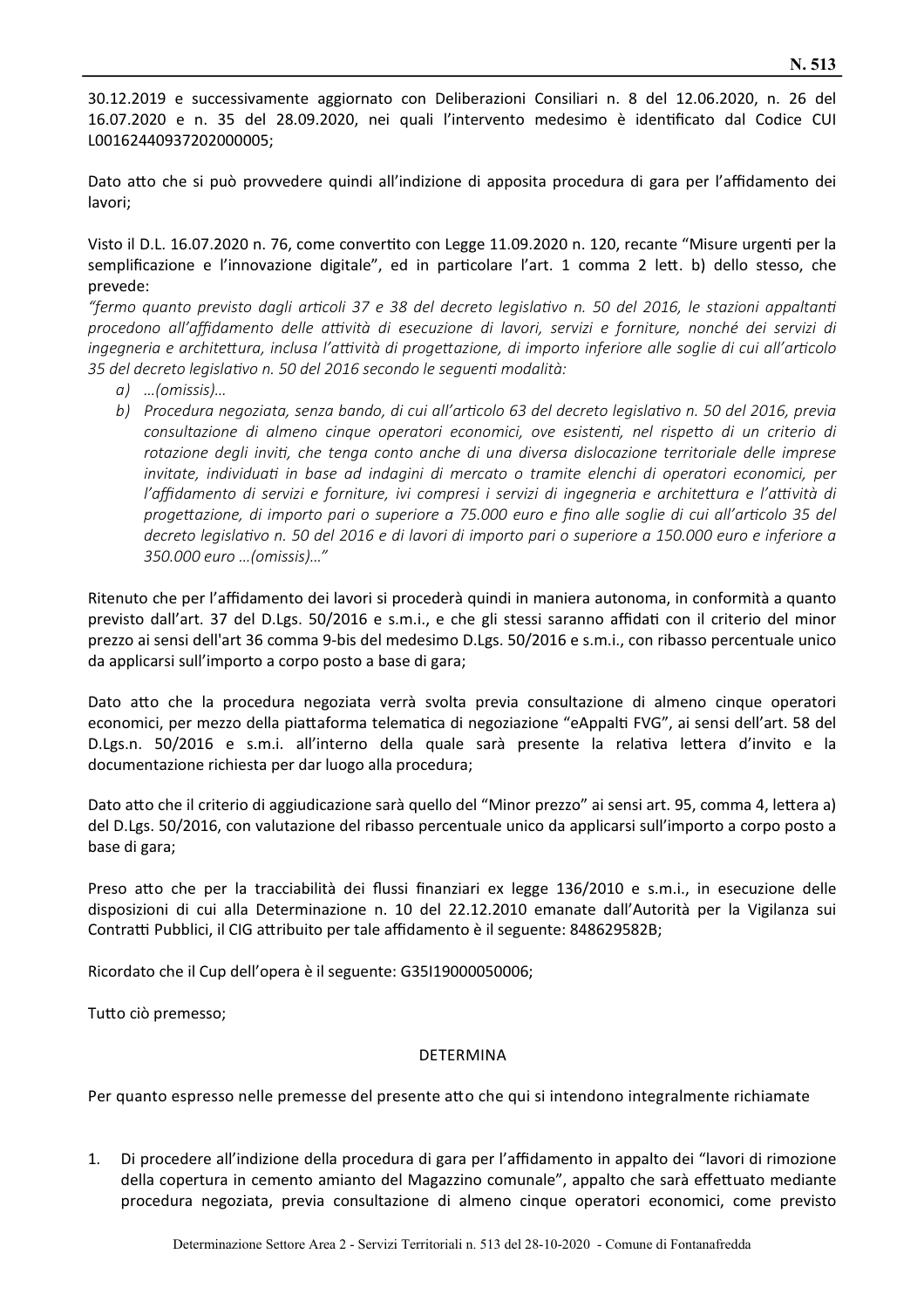30.12.2019 e successivamente aggiornato con Deliberazioni Consiliari n. 8 del 12.06.2020, n. 26 del 16.07.2020 e n. 35 del 28.09.2020, nei quali l'intervento medesimo è identificato dal Codice CUI L00162440937202000005;

Dato atto che si può provvedere quindi all'indizione di apposita procedura di gara per l'affidamento dei lavori;

Visto il D.L. 16.07.2020 n. 76, come convertito con Legge 11.09.2020 n. 120, recante "Misure urgenti per la semplificazione e l'innovazione digitale", ed in particolare l'art. 1 comma 2 lett. b) dello stesso, che prevede:

*"fermo quanto previsto dagli articoli 37 e 38 del decreto legislativo n. 50 del 2016, le stazioni appaltanti procedono all'affidamento delle attività di esecuzione di lavori, servizi e forniture, nonché dei servizi di ingegneria e architettura, inclusa l'attività di progettazione, di importo inferiore alle soglie di cui all'articolo 35 del decreto legislativo n. 50 del 2016 secondo le seguenti modalità:*

*a) …(omissis)…*

*b) Procedura negoziata, senza bando, di cui all'articolo 63 del decreto legislativo n. 50 del 2016, previa consultazione di almeno cinque operatori economici, ove esistenti, nel rispetto di un criterio di rotazione degli inviti, che tenga conto anche di una diversa dislocazione territoriale delle imprese invitate, individuati in base ad indagini di mercato o tramite elenchi di operatori economici, per l'affidamento di servizi e forniture, ivi compresi i servizi di ingegneria e architettura e l'attività di progettazione, di importo pari o superiore a 75.000 euro e fino alle soglie di cui all'articolo 35 del decreto legislativo n. 50 del 2016 e di lavori di importo pari o superiore a 150.000 euro e inferiore a 350.000 euro …(omissis)…"*

Ritenuto che per l'affidamento dei lavori si procederà quindi in maniera autonoma, in conformità a quanto previsto dall'art. 37 del D.Lgs. 50/2016 e s.m.i., e che gli stessi saranno affidati con il criterio del minor prezzo ai sensi dell'art 36 comma 9-bis del medesimo D.Lgs. 50/2016 e s.m.i., con ribasso percentuale unico da applicarsi sull'importo a corpo posto a base di gara;

Dato atto che la procedura negoziata verrà svolta previa consultazione di almeno cinque operatori economici, per mezzo della piattaforma telematica di negoziazione "eAppalti FVG", ai sensi dell'art. 58 del D.Lgs.n. 50/2016 e s.m.i. all'interno della quale sarà presente la relativa lettera d'invito e la documentazione richiesta per dar luogo alla procedura;

Dato atto che il criterio di aggiudicazione sarà quello del "Minor prezzo" ai sensi art. 95, comma 4, lettera a) del D.Lgs. 50/2016, con valutazione del ribasso percentuale unico da applicarsi sull'importo a corpo posto a base di gara;

Preso atto che per la tracciabilità dei flussi finanziari ex legge 136/2010 e s.m.i., in esecuzione delle disposizioni di cui alla Determinazione n. 10 del 22.12.2010 emanate dall'Autorità per la Vigilanza sui Contratti Pubblici, il CIG attribuito per tale affidamento è il seguente: 848629582B;

Ricordato che il Cup dell'opera è il seguente: G35I19000050006;

Tutto ciò premesso;

## DETERMINA

Per quanto espresso nelle premesse del presente atto che qui si intendono integralmente richiamate

1. Di procedere all'indizione della procedura di gara per l'affidamento in appalto dei "lavori di rimozione della copertura in cemento amianto del Magazzino comunale", appalto che sarà effettuato mediante procedura negoziata, previa consultazione di almeno cinque operatori economici, come previsto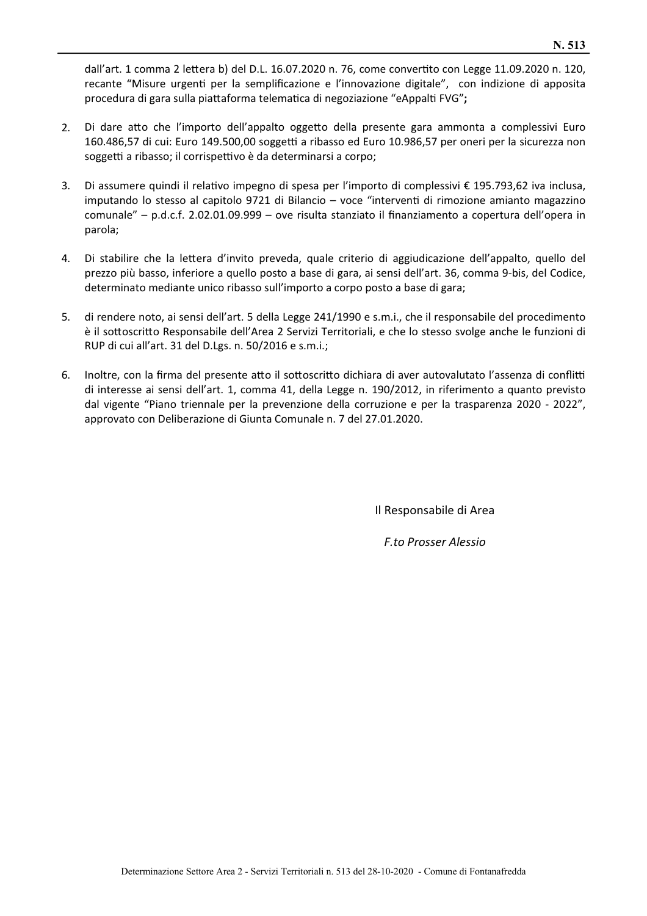dall'art. 1 comma 2 lettera b) del D.L. 16.07.2020 n. 76, come convertito con Legge 11.09.2020 n. 120, recante "Misure urgenti per la semplificazione e l'innovazione digitale", con indizione di apposita procedura di gara sulla piattaforma telematica di negoziazione "eAppalti FVG"**;**

2. Di dare atto che l'importo dell'appalto oggetto della presente gara ammonta a complessivi Euro 160.486,57 di cui: Euro 149.500,00 soggetti a ribasso ed Euro 10.986,57 per oneri per la sicurezza non soggetti a ribasso; il corrispettivo è da determinarsi a corpo;

3. Di assumere quindi il relativo impegno di spesa per l'importo di complessivi € 195.793,62 iva inclusa, imputando lo stesso al capitolo 9721 di Bilancio – voce "interventi di rimozione amianto magazzino comunale" – p.d.c.f. 2.02.01.09.999 – ove risulta stanziato il finanziamento a copertura dell'opera in parola;

4. Di stabilire che la lettera d'invito preveda, quale criterio di aggiudicazione dell'appalto, quello del prezzo più basso, inferiore a quello posto a base di gara, ai sensi dell'art. 36, comma 9-bis, del Codice, determinato mediante unico ribasso sull'importo a corpo posto a base di gara;

5. di rendere noto, ai sensi dell'art. 5 della Legge 241/1990 e s.m.i., che il responsabile del procedimento è il sottoscritto Responsabile dell'Area 2 Servizi Territoriali, e che lo stesso svolge anche le funzioni di RUP di cui all'art. 31 del D.Lgs. n. 50/2016 e s.m.i.;

6. Inoltre, con la firma del presente atto il sottoscritto dichiara di aver autovalutato l'assenza di conflitti di interesse ai sensi dell'art. 1, comma 41, della Legge n. 190/2012, in riferimento a quanto previsto dal vigente "Piano triennale per la prevenzione della corruzione e per la trasparenza 2020 - 2022", approvato con Deliberazione di Giunta Comunale n. 7 del 27.01.2020.

Il Responsabile di Area

*F.to Prosser Alessio*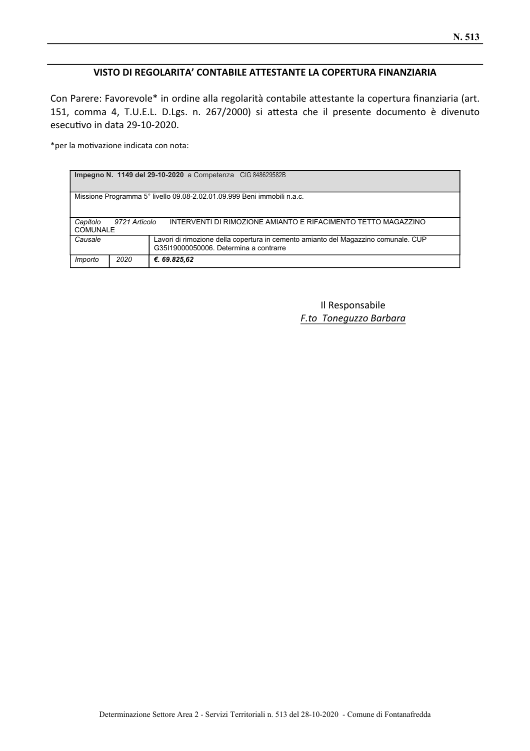**N. 513**

## VISTO DI REGOLARITA' CONTABILE ATTESTANTE LA COPERTURA FINANZIARIA

Con Parere: Favorevole* in ordine alla regolarità contabile attestante la copertura finanziaria (art. 151, comma 4, T.U.E.L. D.Lgs. n. 267/2000) si attesta che il presente documento è divenuto esecutivo in data 29-10-2020.

*per la motivazione indicata con nota:

| | | |
|---|---|---|
| **Impegno N. 1149 del 29-10-2020** a Competenza CIG 848629582B | | |
| Missione Programma 5° livello 09.08-2.02.01.09.999 Beni immobili n.a.c. | | |
| *Capitolo* 9721 *Articolo* INTERVENTI DI RIMOZIONE AMIANTO E RIFACIMENTO TETTO MAGAZZINO COMUNALE | | |
| *Causale* | | Lavori di rimozione della copertura in cemento amianto del Magazzino comunale. CUP G35I19000050006. Determina a contrarre |
| *Importo* | *2020* | ***€. 69.825,62*** |

Il Responsabile
*F.to Toneguzzo Barbara*

Determinazione Settore Area 2 - Servizi Territoriali n. 513 del 28-10-2020 - Comune di Fontanafredda